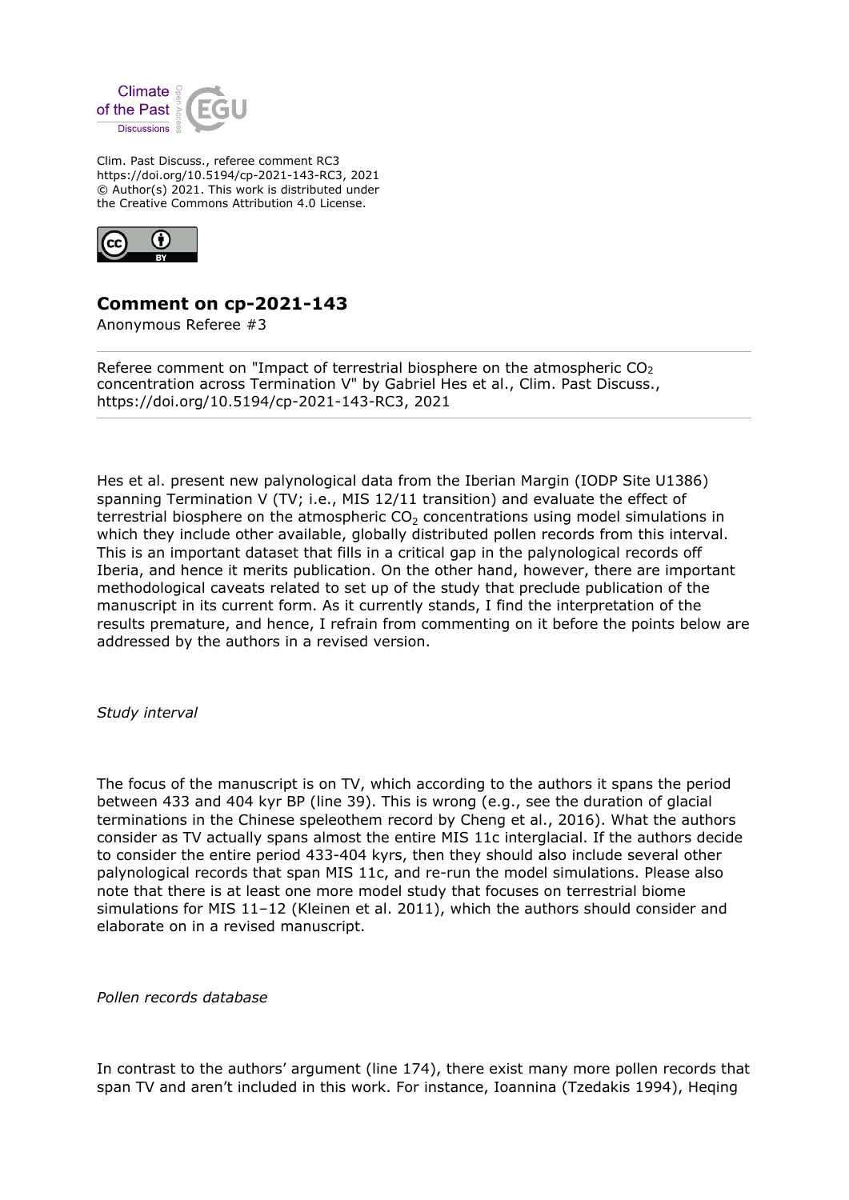Clim. Past Discuss., referee comment RC3
https://doi.org/10.5194/cp-2021-143-RC3, 2021
© Author(s) 2021. This work is distributed under
the Creative Commons Attribution 4.0 License.

## Comment on cp-2021-143

Anonymous Referee #3

Referee comment on "Impact of terrestrial biosphere on the atmospheric $CO_2$ concentration across Termination V" by Gabriel Hes et al., Clim. Past Discuss., https://doi.org/10.5194/cp-2021-143-RC3, 2021

Hes et al. present new palynological data from the Iberian Margin (IODP Site U1386) spanning Termination V (TV; i.e., MIS 12/11 transition) and evaluate the effect of terrestrial biosphere on the atmospheric $CO_2$ concentrations using model simulations in which they include other available, globally distributed pollen records from this interval. This is an important dataset that fills in a critical gap in the palynological records off Iberia, and hence it merits publication. On the other hand, however, there are important methodological caveats related to set up of the study that preclude publication of the manuscript in its current form. As it currently stands, I find the interpretation of the results premature, and hence, I refrain from commenting on it before the points below are addressed by the authors in a revised version.

*Study interval*

The focus of the manuscript is on TV, which according to the authors it spans the period between 433 and 404 kyr BP (line 39). This is wrong (e.g., see the duration of glacial terminations in the Chinese speleothem record by Cheng et al., 2016). What the authors consider as TV actually spans almost the entire MIS 11c interglacial. If the authors decide to consider the entire period 433-404 kyrs, then they should also include several other palynological records that span MIS 11c, and re-run the model simulations. Please also note that there is at least one more model study that focuses on terrestrial biome simulations for MIS 11–12 (Kleinen et al. 2011), which the authors should consider and elaborate on in a revised manuscript.

*Pollen records database*

In contrast to the authors' argument (line 174), there exist many more pollen records that span TV and aren't included in this work. For instance, Ioannina (Tzedakis 1994), Heqing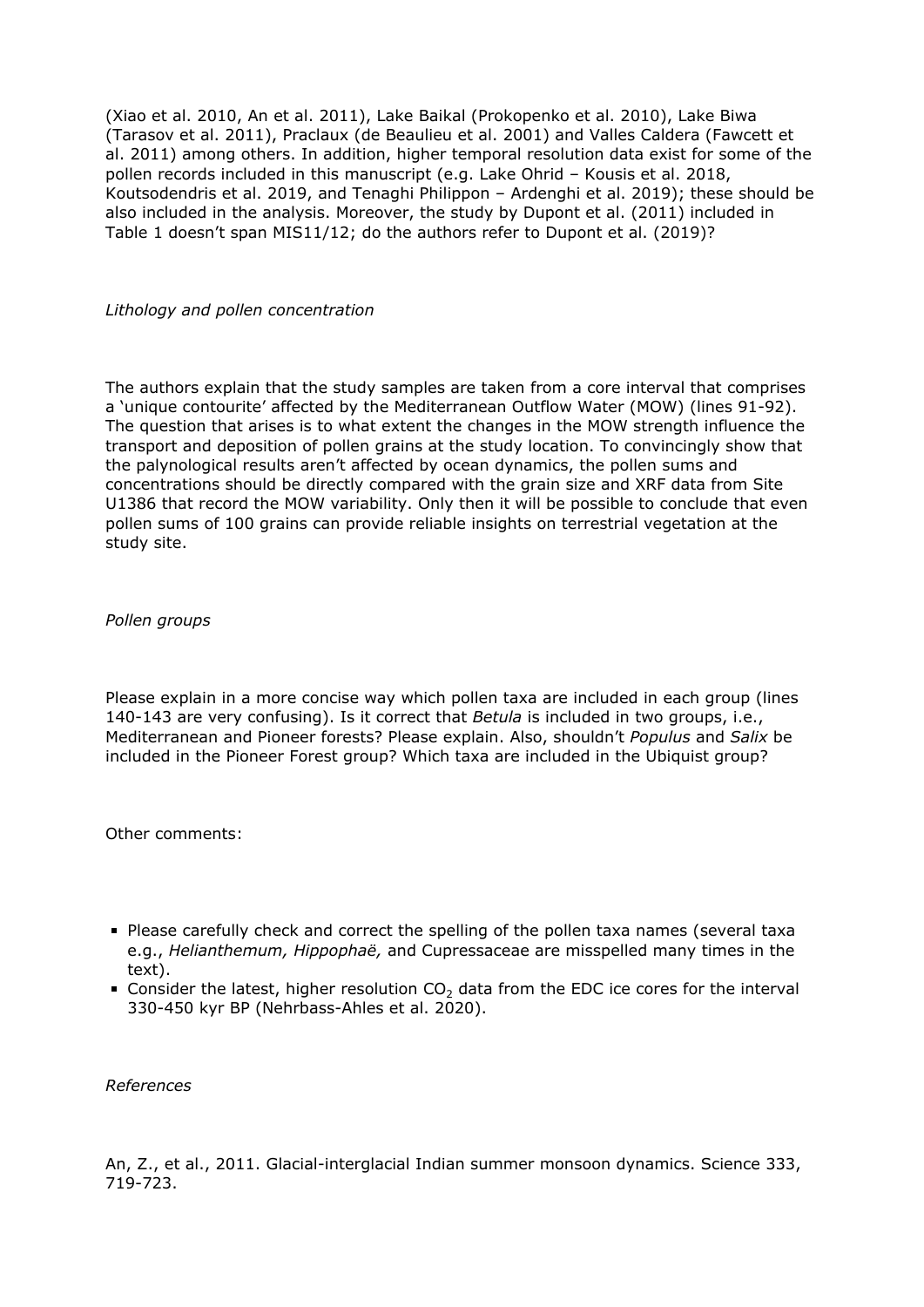(Xiao et al. 2010, An et al. 2011), Lake Baikal (Prokopenko et al. 2010), Lake Biwa (Tarasov et al. 2011), Praclaux (de Beaulieu et al. 2001) and Valles Caldera (Fawcett et al. 2011) among others. In addition, higher temporal resolution data exist for some of the pollen records included in this manuscript (e.g. Lake Ohrid – Kousis et al. 2018, Koutsodendris et al. 2019, and Tenaghi Philippon – Ardenghi et al. 2019); these should be also included in the analysis. Moreover, the study by Dupont et al. (2011) included in Table 1 doesn't span MIS11/12; do the authors refer to Dupont et al. (2019)?

*Lithology and pollen concentration*

The authors explain that the study samples are taken from a core interval that comprises a 'unique contourite' affected by the Mediterranean Outflow Water (MOW) (lines 91-92). The question that arises is to what extent the changes in the MOW strength influence the transport and deposition of pollen grains at the study location. To convincingly show that the palynological results aren't affected by ocean dynamics, the pollen sums and concentrations should be directly compared with the grain size and XRF data from Site U1386 that record the MOW variability. Only then it will be possible to conclude that even pollen sums of 100 grains can provide reliable insights on terrestrial vegetation at the study site.

*Pollen groups*

Please explain in a more concise way which pollen taxa are included in each group (lines 140-143 are very confusing). Is it correct that *Betula* is included in two groups, i.e., Mediterranean and Pioneer forests? Please explain. Also, shouldn't *Populus* and *Salix* be included in the Pioneer Forest group? Which taxa are included in the Ubiquist group?

Other comments:

- Please carefully check and correct the spelling of the pollen taxa names (several taxa e.g., *Helianthemum, Hippophaë,* and Cupressaceae are misspelled many times in the text).
- Consider the latest, higher resolution $CO_2$ data from the EDC ice cores for the interval 330-450 kyr BP (Nehrbass-Ahles et al. 2020).

*References*

An, Z., et al., 2011. Glacial-interglacial Indian summer monsoon dynamics. Science 333, 719-723.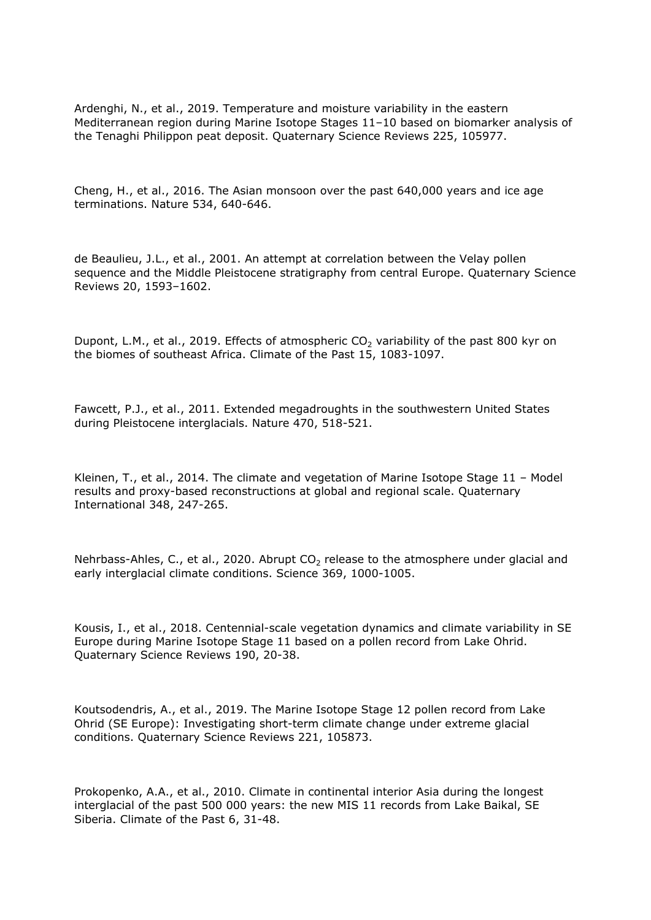Ardenghi, N., et al., 2019. Temperature and moisture variability in the eastern Mediterranean region during Marine Isotope Stages 11–10 based on biomarker analysis of the Tenaghi Philippon peat deposit. Quaternary Science Reviews 225, 105977.

Cheng, H., et al., 2016. The Asian monsoon over the past 640,000 years and ice age terminations. Nature 534, 640-646.

de Beaulieu, J.L., et al., 2001. An attempt at correlation between the Velay pollen sequence and the Middle Pleistocene stratigraphy from central Europe. Quaternary Science Reviews 20, 1593–1602.

Dupont, L.M., et al., 2019. Effects of atmospheric $CO_2$ variability of the past 800 kyr on the biomes of southeast Africa. Climate of the Past 15, 1083-1097.

Fawcett, P.J., et al., 2011. Extended megadroughts in the southwestern United States during Pleistocene interglacials. Nature 470, 518-521.

Kleinen, T., et al., 2014. The climate and vegetation of Marine Isotope Stage 11 – Model results and proxy-based reconstructions at global and regional scale. Quaternary International 348, 247-265.

Nehrbass-Ahles, C., et al., 2020. Abrupt $CO_2$ release to the atmosphere under glacial and early interglacial climate conditions. Science 369, 1000-1005.

Kousis, I., et al., 2018. Centennial-scale vegetation dynamics and climate variability in SE Europe during Marine Isotope Stage 11 based on a pollen record from Lake Ohrid. Quaternary Science Reviews 190, 20-38.

Koutsodendris, A., et al., 2019. The Marine Isotope Stage 12 pollen record from Lake Ohrid (SE Europe): Investigating short-term climate change under extreme glacial conditions. Quaternary Science Reviews 221, 105873.

Prokopenko, A.A., et al., 2010. Climate in continental interior Asia during the longest interglacial of the past 500 000 years: the new MIS 11 records from Lake Baikal, SE Siberia. Climate of the Past 6, 31-48.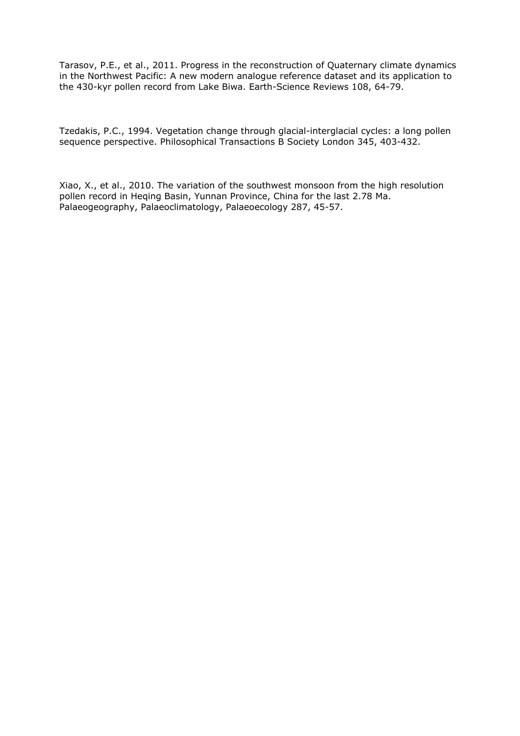Tarasov, P.E., et al., 2011. Progress in the reconstruction of Quaternary climate dynamics in the Northwest Pacific: A new modern analogue reference dataset and its application to the 430-kyr pollen record from Lake Biwa. Earth-Science Reviews 108, 64-79.

Tzedakis, P.C., 1994. Vegetation change through glacial-interglacial cycles: a long pollen sequence perspective. Philosophical Transactions B Society London 345, 403-432.

Xiao, X., et al., 2010. The variation of the southwest monsoon from the high resolution pollen record in Heqing Basin, Yunnan Province, China for the last 2.78 Ma. Palaeogeography, Palaeoclimatology, Palaeoecology 287, 45-57.